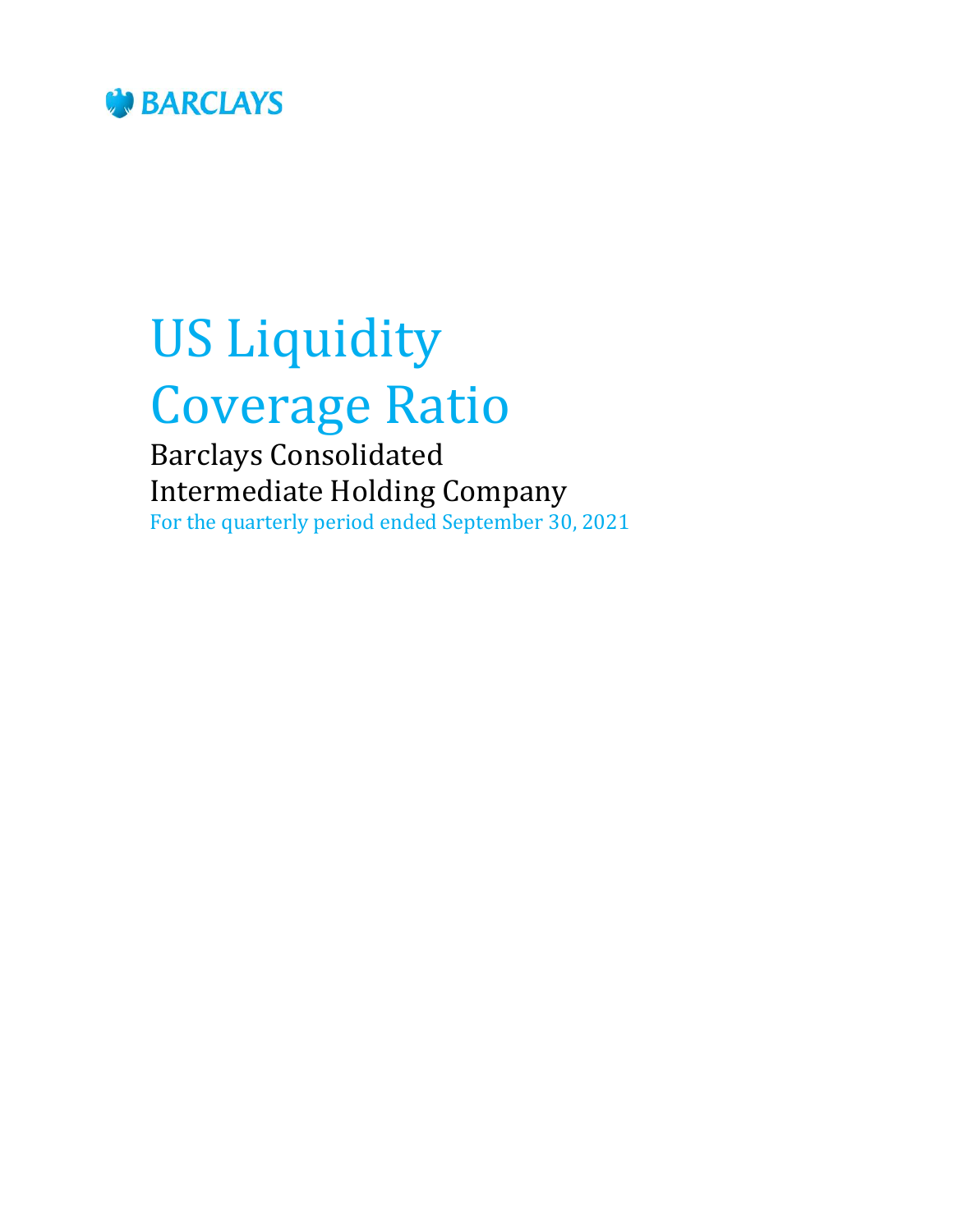BARCLAYS

# US Liquidity Coverage Ratio

## Barclays Consolidated Intermediate Holding Company

For the quarterly period ended September 30, 2021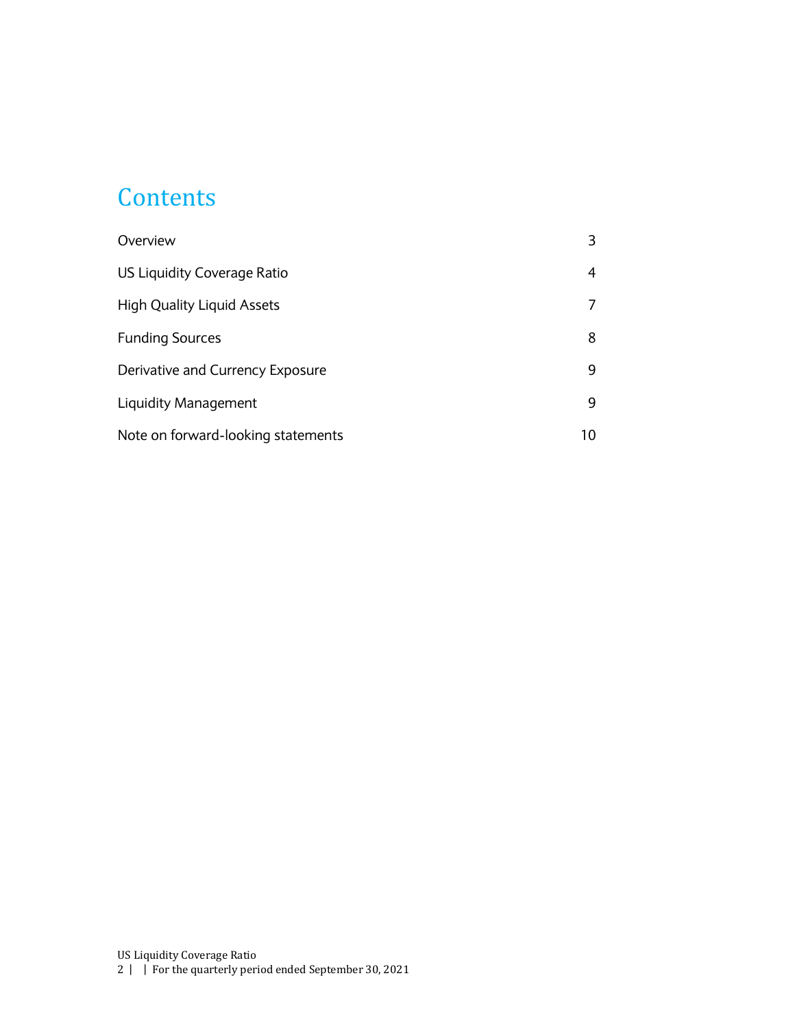# Contents

| | |
|---|---|
| Overview | 3 |
| US Liquidity Coverage Ratio | 4 |
| High Quality Liquid Assets | 7 |
| Funding Sources | 8 |
| Derivative and Currency Exposure | 9 |
| Liquidity Management | 9 |
| Note on forward-looking statements | 10 |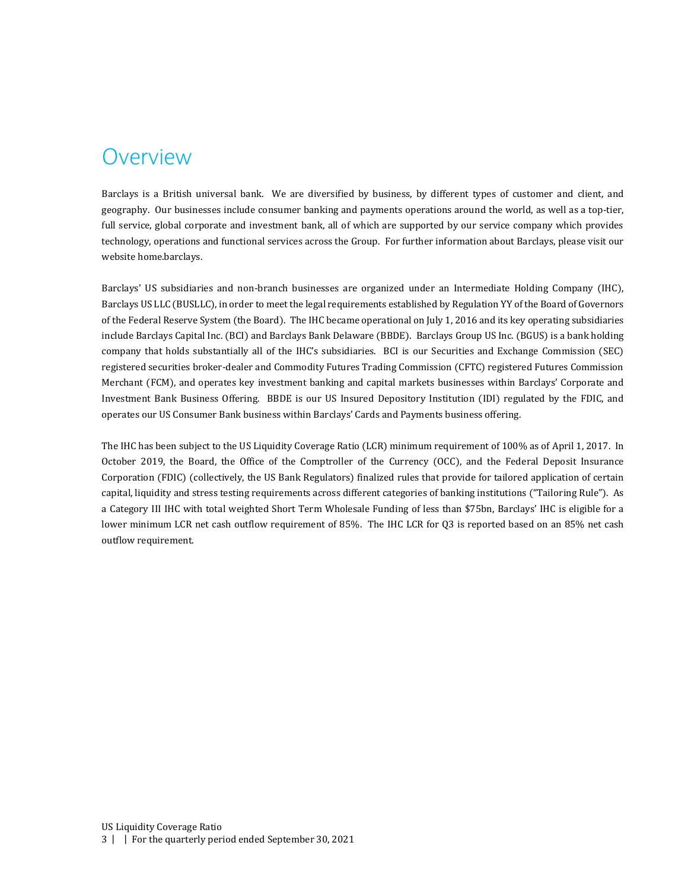# Overview

Barclays is a British universal bank. We are diversified by business, by different types of customer and client, and geography. Our businesses include consumer banking and payments operations around the world, as well as a top-tier, full service, global corporate and investment bank, all of which are supported by our service company which provides technology, operations and functional services across the Group. For further information about Barclays, please visit our website home.barclays.

Barclays' US subsidiaries and non-branch businesses are organized under an Intermediate Holding Company (IHC), Barclays US LLC (BUSLLC), in order to meet the legal requirements established by Regulation YY of the Board of Governors of the Federal Reserve System (the Board). The IHC became operational on July 1, 2016 and its key operating subsidiaries include Barclays Capital Inc. (BCI) and Barclays Bank Delaware (BBDE). Barclays Group US Inc. (BGUS) is a bank holding company that holds substantially all of the IHC's subsidiaries. BCI is our Securities and Exchange Commission (SEC) registered securities broker-dealer and Commodity Futures Trading Commission (CFTC) registered Futures Commission Merchant (FCM), and operates key investment banking and capital markets businesses within Barclays' Corporate and Investment Bank Business Offering. BBDE is our US Insured Depository Institution (IDI) regulated by the FDIC, and operates our US Consumer Bank business within Barclays' Cards and Payments business offering.

The IHC has been subject to the US Liquidity Coverage Ratio (LCR) minimum requirement of 100% as of April 1, 2017. In October 2019, the Board, the Office of the Comptroller of the Currency (OCC), and the Federal Deposit Insurance Corporation (FDIC) (collectively, the US Bank Regulators) finalized rules that provide for tailored application of certain capital, liquidity and stress testing requirements across different categories of banking institutions ("Tailoring Rule"). As a Category III IHC with total weighted Short Term Wholesale Funding of less than $75bn, Barclays' IHC is eligible for a lower minimum LCR net cash outflow requirement of 85%. The IHC LCR for Q3 is reported based on an 85% net cash outflow requirement.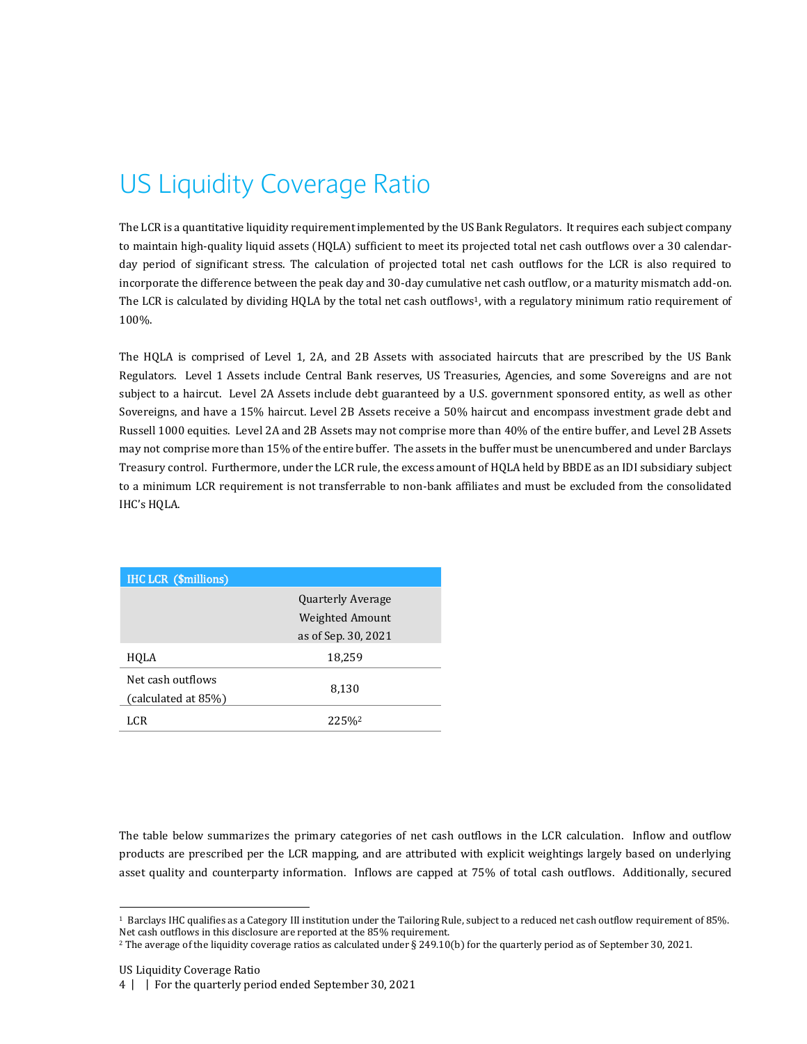# US Liquidity Coverage Ratio

The LCR is a quantitative liquidity requirement implemented by the US Bank Regulators. It requires each subject company to maintain high-quality liquid assets (HQLA) sufficient to meet its projected total net cash outflows over a 30 calendar-day period of significant stress. The calculation of projected total net cash outflows for the LCR is also required to incorporate the difference between the peak day and 30-day cumulative net cash outflow, or a maturity mismatch add-on. The LCR is calculated by dividing HQLA by the total net cash outflows[1], with a regulatory minimum ratio requirement of 100%.

The HQLA is comprised of Level 1, 2A, and 2B Assets with associated haircuts that are prescribed by the US Bank Regulators. Level 1 Assets include Central Bank reserves, US Treasuries, Agencies, and some Sovereigns and are not subject to a haircut. Level 2A Assets include debt guaranteed by a U.S. government sponsored entity, as well as other Sovereigns, and have a 15% haircut. Level 2B Assets receive a 50% haircut and encompass investment grade debt and Russell 1000 equities. Level 2A and 2B Assets may not comprise more than 40% of the entire buffer, and Level 2B Assets may not comprise more than 15% of the entire buffer. The assets in the buffer must be unencumbered and under Barclays Treasury control. Furthermore, under the LCR rule, the excess amount of HQLA held by BBDE as an IDI subsidiary subject to a minimum LCR requirement is not transferrable to non-bank affiliates and must be excluded from the consolidated IHC's HQLA.

| IHC LCR ($millions) | Quarterly Average Weighted Amount as of Sep. 30, 2021 |
|---|---|
| HQLA | 18,259 |
| Net cash outflows (calculated at 85%) | 8,130 |
| LCR | 225%[2] |

The table below summarizes the primary categories of net cash outflows in the LCR calculation. Inflow and outflow products are prescribed per the LCR mapping, and are attributed with explicit weightings largely based on underlying asset quality and counterparty information. Inflows are capped at 75% of total cash outflows. Additionally, secured

[1] Barclays IHC qualifies as a Category III institution under the Tailoring Rule, subject to a reduced net cash outflow requirement of 85%. Net cash outflows in this disclosure are reported at the 85% requirement.

[2] The average of the liquidity coverage ratios as calculated under § 249.10(b) for the quarterly period as of September 30, 2021.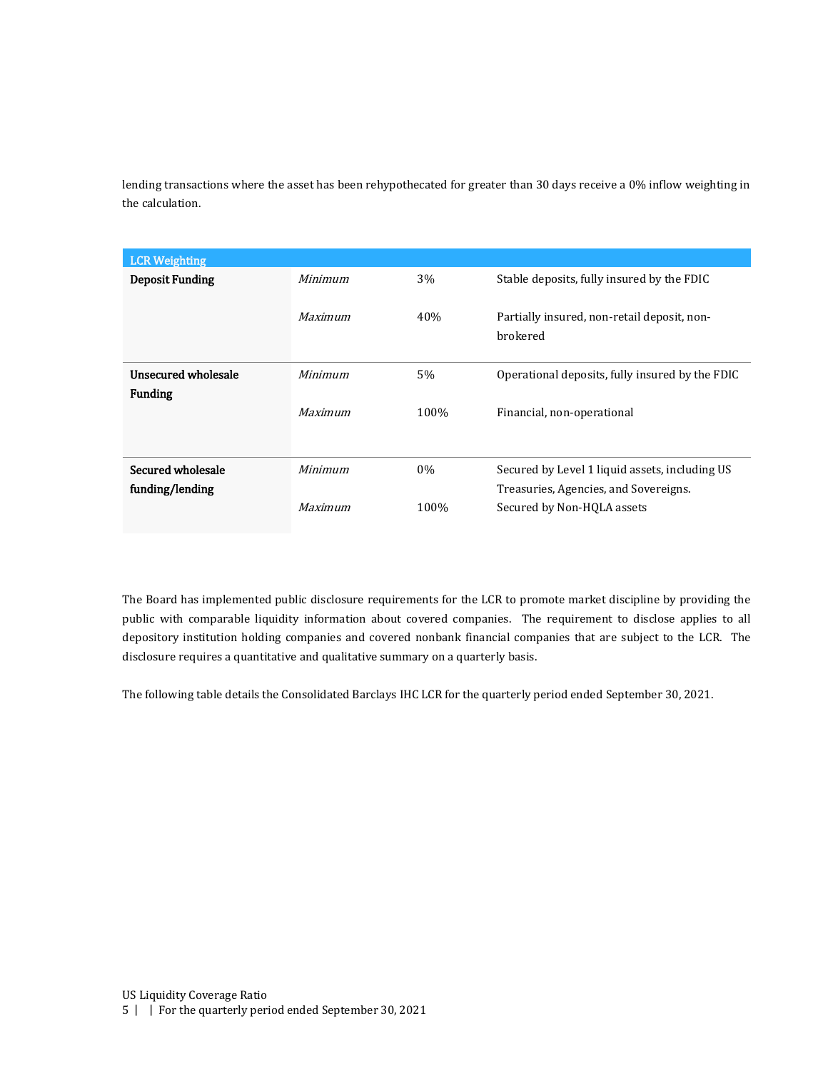lending transactions where the asset has been rehypothecated for greater than 30 days receive a 0% inflow weighting in the calculation.

| LCR Weighting | | | |
|---|---|---|---|
| **Deposit Funding** | *Minimum* | 3% | Stable deposits, fully insured by the FDIC |
| | *Maximum* | 40% | Partially insured, non-retail deposit, non-brokered |
| **Unsecured wholesale Funding** | *Minimum* | 5% | Operational deposits, fully insured by the FDIC |
| | *Maximum* | 100% | Financial, non-operational |
| **Secured wholesale funding/lending** | *Minimum* | 0% | Secured by Level 1 liquid assets, including US Treasuries, Agencies, and Sovereigns. |
| | *Maximum* | 100% | Secured by Non-HQLA assets |

The Board has implemented public disclosure requirements for the LCR to promote market discipline by providing the public with comparable liquidity information about covered companies. The requirement to disclose applies to all depository institution holding companies and covered nonbank financial companies that are subject to the LCR. The disclosure requires a quantitative and qualitative summary on a quarterly basis.

The following table details the Consolidated Barclays IHC LCR for the quarterly period ended September 30, 2021.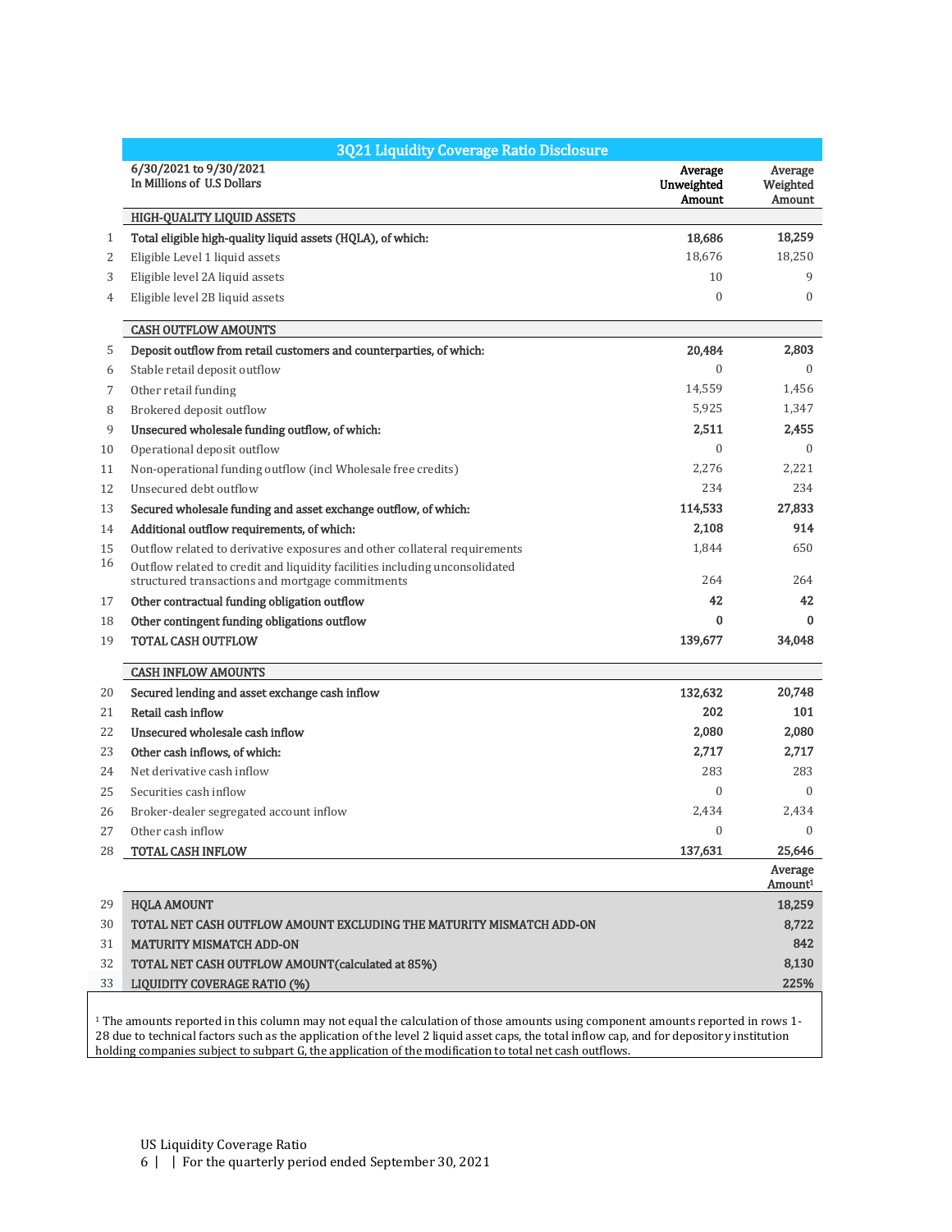## 3Q21 Liquidity Coverage Ratio Disclosure

| | 6/30/2021 to 9/30/2021<br>In Millions of U.S Dollars | Average Unweighted Amount | Average Weighted Amount |
|---|---|---|---|
| | **HIGH-QUALITY LIQUID ASSETS** | | |
| 1 | **Total eligible high-quality liquid assets (HQLA), of which:** | **18,686** | **18,259** |
| 2 | Eligible Level 1 liquid assets | 18,676 | 18,250 |
| 3 | Eligible level 2A liquid assets | 10 | 9 |
| 4 | Eligible level 2B liquid assets | 0 | 0 |
| | **CASH OUTFLOW AMOUNTS** | | |
| 5 | **Deposit outflow from retail customers and counterparties, of which:** | **20,484** | **2,803** |
| 6 | Stable retail deposit outflow | 0 | 0 |
| 7 | Other retail funding | 14,559 | 1,456 |
| 8 | Brokered deposit outflow | 5,925 | 1,347 |
| 9 | **Unsecured wholesale funding outflow, of which:** | **2,511** | **2,455** |
| 10 | Operational deposit outflow | 0 | 0 |
| 11 | Non-operational funding outflow (incl Wholesale free credits) | 2,276 | 2,221 |
| 12 | Unsecured debt outflow | 234 | 234 |
| 13 | **Secured wholesale funding and asset exchange outflow, of which:** | **114,533** | **27,833** |
| 14 | **Additional outflow requirements, of which:** | **2,108** | **914** |
| 15 | Outflow related to derivative exposures and other collateral requirements | 1,844 | 650 |
| 16 | Outflow related to credit and liquidity facilities including unconsolidated structured transactions and mortgage commitments | 264 | 264 |
| 17 | **Other contractual funding obligation outflow** | **42** | **42** |
| 18 | **Other contingent funding obligations outflow** | **0** | **0** |
| 19 | **TOTAL CASH OUTFLOW** | **139,677** | **34,048** |
| | **CASH INFLOW AMOUNTS** | | |
| 20 | **Secured lending and asset exchange cash inflow** | **132,632** | **20,748** |
| 21 | **Retail cash inflow** | **202** | **101** |
| 22 | **Unsecured wholesale cash inflow** | **2,080** | **2,080** |
| 23 | **Other cash inflows, of which:** | **2,717** | **2,717** |
| 24 | Net derivative cash inflow | 283 | 283 |
| 25 | Securities cash inflow | 0 | 0 |
| 26 | Broker-dealer segregated account inflow | 2,434 | 2,434 |
| 27 | Other cash inflow | 0 | 0 |
| 28 | **TOTAL CASH INFLOW** | **137,631** | **25,646** |
| | | | **Average Amount[1]** |
| 29 | **HQLA AMOUNT** | | **18,259** |
| 30 | **TOTAL NET CASH OUTFLOW AMOUNT EXCLUDING THE MATURITY MISMATCH ADD-ON** | | **8,722** |
| 31 | **MATURITY MISMATCH ADD-ON** | | **842** |
| 32 | **TOTAL NET CASH OUTFLOW AMOUNT(calculated at 85%)** | | **8,130** |
| 33 | **LIQUIDITY COVERAGE RATIO (%)** | | **225%** |

[1] The amounts reported in this column may not equal the calculation of those amounts using component amounts reported in rows 1-28 due to technical factors such as the application of the level 2 liquid asset caps, the total inflow cap, and for depository institution holding companies subject to subpart G, the application of the modification to total net cash outflows.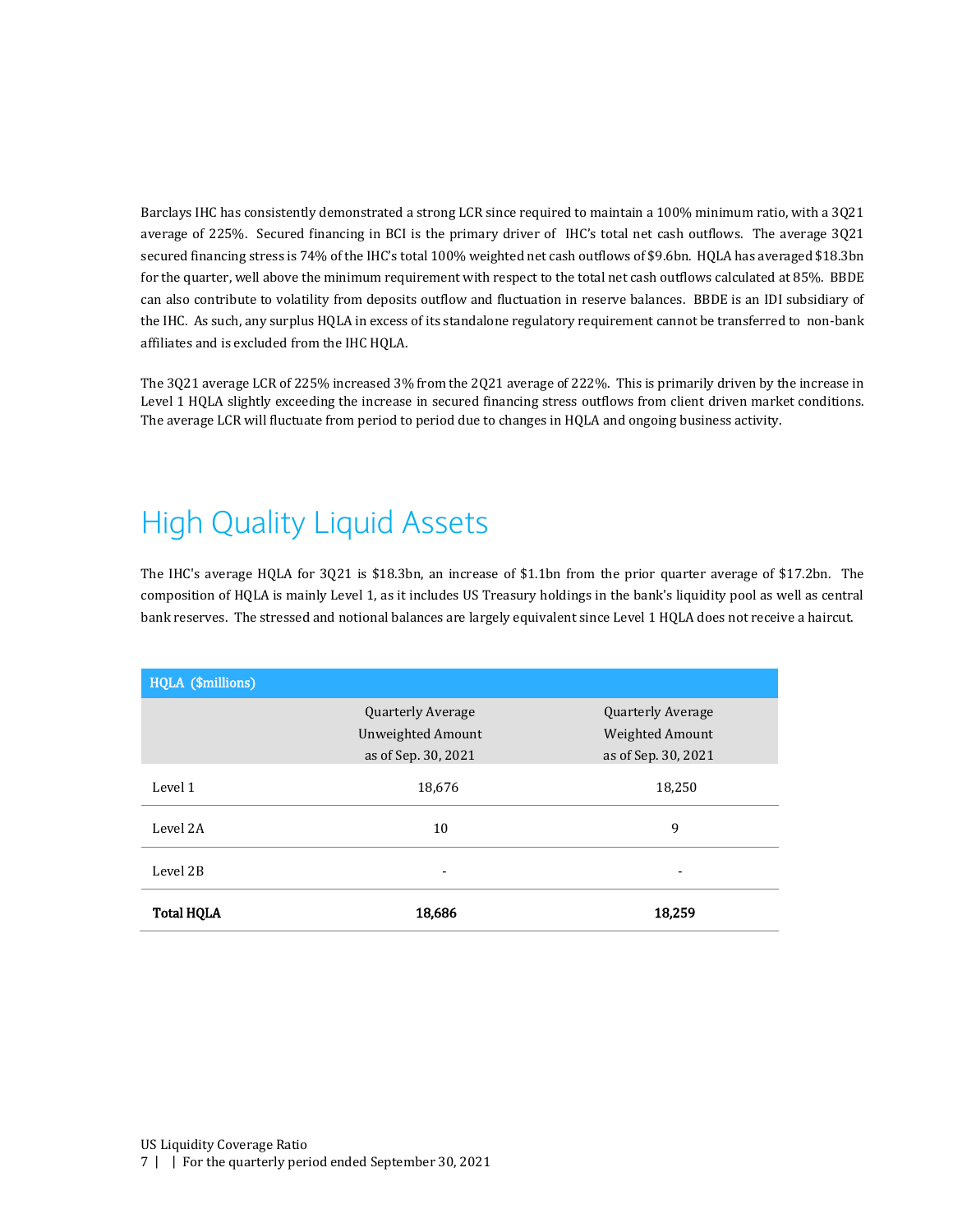Barclays IHC has consistently demonstrated a strong LCR since required to maintain a 100% minimum ratio, with a 3Q21 average of 225%. Secured financing in BCI is the primary driver of IHC's total net cash outflows. The average 3Q21 secured financing stress is 74% of the IHC's total 100% weighted net cash outflows of $9.6bn. HQLA has averaged $18.3bn for the quarter, well above the minimum requirement with respect to the total net cash outflows calculated at 85%. BBDE can also contribute to volatility from deposits outflow and fluctuation in reserve balances. BBDE is an IDI subsidiary of the IHC. As such, any surplus HQLA in excess of its standalone regulatory requirement cannot be transferred to non-bank affiliates and is excluded from the IHC HQLA.

The 3Q21 average LCR of 225% increased 3% from the 2Q21 average of 222%. This is primarily driven by the increase in Level 1 HQLA slightly exceeding the increase in secured financing stress outflows from client driven market conditions. The average LCR will fluctuate from period to period due to changes in HQLA and ongoing business activity.

# High Quality Liquid Assets

The IHC's average HQLA for 3Q21 is $18.3bn, an increase of $1.1bn from the prior quarter average of $17.2bn. The composition of HQLA is mainly Level 1, as it includes US Treasury holdings in the bank's liquidity pool as well as central bank reserves. The stressed and notional balances are largely equivalent since Level 1 HQLA does not receive a haircut.

| HQLA ($millions) | Quarterly Average Unweighted Amount as of Sep. 30, 2021 | Quarterly Average Weighted Amount as of Sep. 30, 2021 |
|---|---|---|
| Level 1 | 18,676 | 18,250 |
| Level 2A | 10 | 9 |
| Level 2B | - | - |
| **Total HQLA** | **18,686** | **18,259** |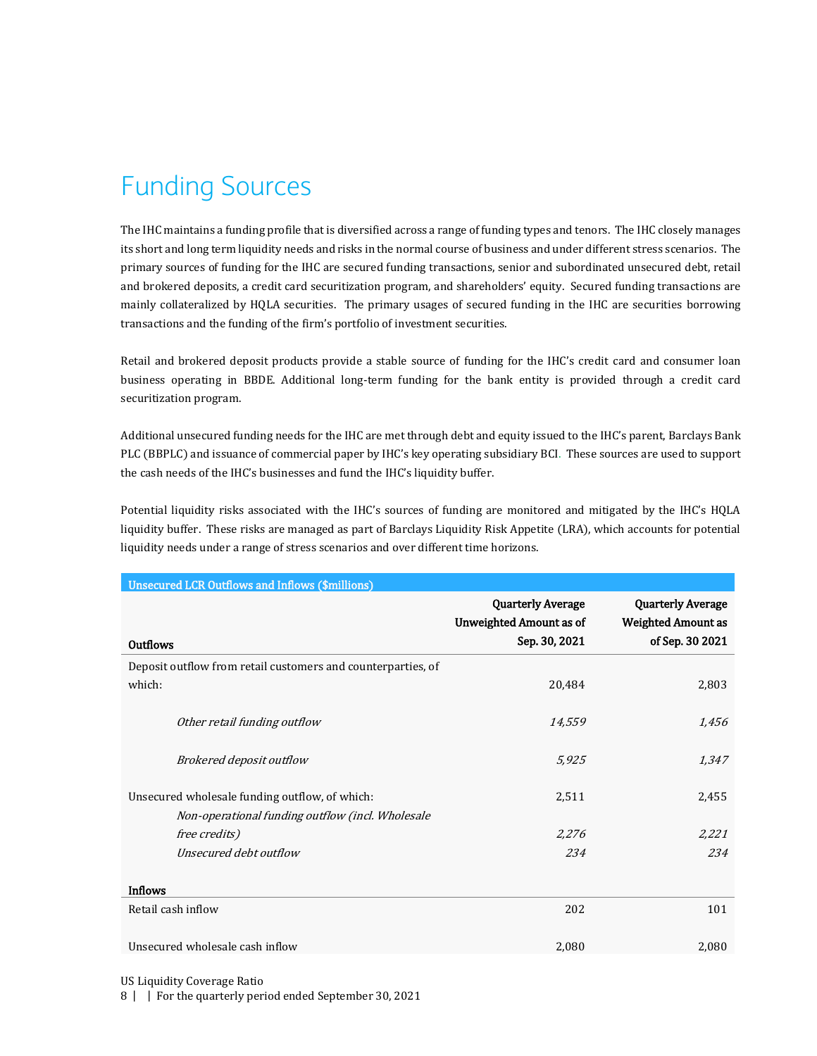# Funding Sources

The IHC maintains a funding profile that is diversified across a range of funding types and tenors. The IHC closely manages its short and long term liquidity needs and risks in the normal course of business and under different stress scenarios. The primary sources of funding for the IHC are secured funding transactions, senior and subordinated unsecured debt, retail and brokered deposits, a credit card securitization program, and shareholders' equity. Secured funding transactions are mainly collateralized by HQLA securities. The primary usages of secured funding in the IHC are securities borrowing transactions and the funding of the firm's portfolio of investment securities.

Retail and brokered deposit products provide a stable source of funding for the IHC's credit card and consumer loan business operating in BBDE. Additional long-term funding for the bank entity is provided through a credit card securitization program.

Additional unsecured funding needs for the IHC are met through debt and equity issued to the IHC's parent, Barclays Bank PLC (BBPLC) and issuance of commercial paper by IHC's key operating subsidiary BCI. These sources are used to support the cash needs of the IHC's businesses and fund the IHC's liquidity buffer.

Potential liquidity risks associated with the IHC's sources of funding are monitored and mitigated by the IHC's HQLA liquidity buffer. These risks are managed as part of Barclays Liquidity Risk Appetite (LRA), which accounts for potential liquidity needs under a range of stress scenarios and over different time horizons.

| Unsecured LCR Outflows and Inflows ($millions) | | |
|---|---|---|
| **Outflows** | **Quarterly Average Unweighted Amount as of Sep. 30, 2021** | **Quarterly Average Weighted Amount as of Sep. 30 2021** |
| Deposit outflow from retail customers and counterparties, of which: | 20,484 | 2,803 |
| *Other retail funding outflow* | *14,559* | *1,456* |
| *Brokered deposit outflow* | *5,925* | *1,347* |
| Unsecured wholesale funding outflow, of which: | 2,511 | 2,455 |
| *Non-operational funding outflow (incl. Wholesale free credits)* | *2,276* | *2,221* |
| *Unsecured debt outflow* | *234* | *234* |
| **Inflows** | | |
| Retail cash inflow | 202 | 101 |
| Unsecured wholesale cash inflow | 2,080 | 2,080 |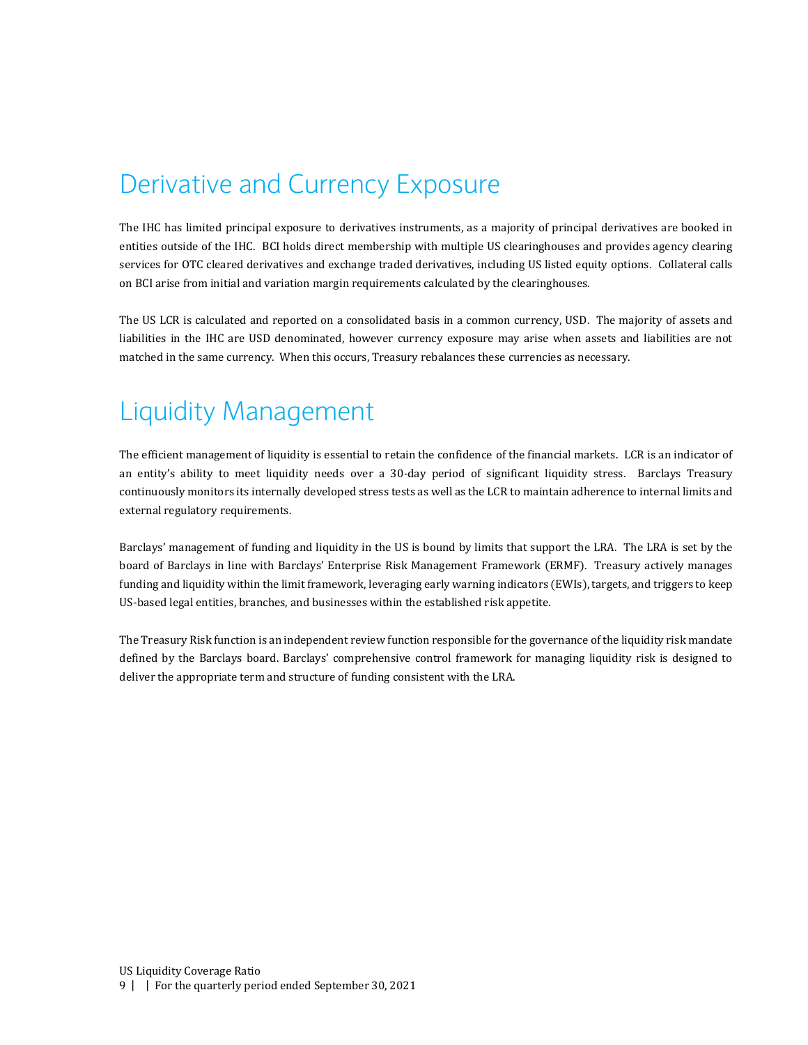# Derivative and Currency Exposure

The IHC has limited principal exposure to derivatives instruments, as a majority of principal derivatives are booked in entities outside of the IHC. BCI holds direct membership with multiple US clearinghouses and provides agency clearing services for OTC cleared derivatives and exchange traded derivatives, including US listed equity options. Collateral calls on BCI arise from initial and variation margin requirements calculated by the clearinghouses.

The US LCR is calculated and reported on a consolidated basis in a common currency, USD. The majority of assets and liabilities in the IHC are USD denominated, however currency exposure may arise when assets and liabilities are not matched in the same currency. When this occurs, Treasury rebalances these currencies as necessary.

# Liquidity Management

The efficient management of liquidity is essential to retain the confidence of the financial markets. LCR is an indicator of an entity's ability to meet liquidity needs over a 30-day period of significant liquidity stress. Barclays Treasury continuously monitors its internally developed stress tests as well as the LCR to maintain adherence to internal limits and external regulatory requirements.

Barclays' management of funding and liquidity in the US is bound by limits that support the LRA. The LRA is set by the board of Barclays in line with Barclays' Enterprise Risk Management Framework (ERMF). Treasury actively manages funding and liquidity within the limit framework, leveraging early warning indicators (EWIs), targets, and triggers to keep US-based legal entities, branches, and businesses within the established risk appetite.

The Treasury Risk function is an independent review function responsible for the governance of the liquidity risk mandate defined by the Barclays board. Barclays' comprehensive control framework for managing liquidity risk is designed to deliver the appropriate term and structure of funding consistent with the LRA.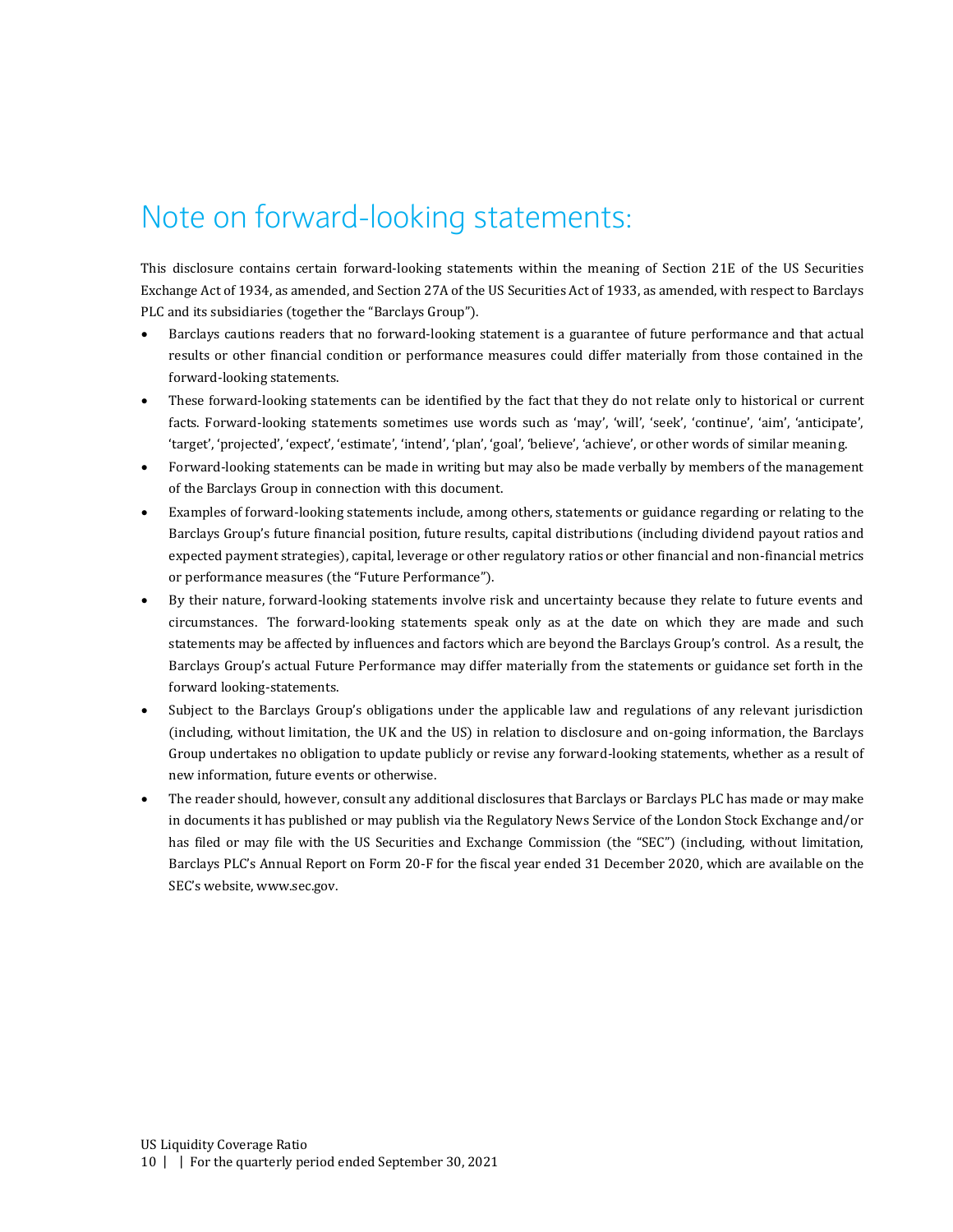# Note on forward-looking statements:

This disclosure contains certain forward-looking statements within the meaning of Section 21E of the US Securities Exchange Act of 1934, as amended, and Section 27A of the US Securities Act of 1933, as amended, with respect to Barclays PLC and its subsidiaries (together the "Barclays Group").

- Barclays cautions readers that no forward-looking statement is a guarantee of future performance and that actual results or other financial condition or performance measures could differ materially from those contained in the forward-looking statements.
- These forward-looking statements can be identified by the fact that they do not relate only to historical or current facts. Forward-looking statements sometimes use words such as 'may', 'will', 'seek', 'continue', 'aim', 'anticipate', 'target', 'projected', 'expect', 'estimate', 'intend', 'plan', 'goal', 'believe', 'achieve', or other words of similar meaning.
- Forward-looking statements can be made in writing but may also be made verbally by members of the management of the Barclays Group in connection with this document.
- Examples of forward-looking statements include, among others, statements or guidance regarding or relating to the Barclays Group's future financial position, future results, capital distributions (including dividend payout ratios and expected payment strategies), capital, leverage or other regulatory ratios or other financial and non-financial metrics or performance measures (the "Future Performance").
- By their nature, forward-looking statements involve risk and uncertainty because they relate to future events and circumstances. The forward-looking statements speak only as at the date on which they are made and such statements may be affected by influences and factors which are beyond the Barclays Group's control. As a result, the Barclays Group's actual Future Performance may differ materially from the statements or guidance set forth in the forward looking-statements.
- Subject to the Barclays Group's obligations under the applicable law and regulations of any relevant jurisdiction (including, without limitation, the UK and the US) in relation to disclosure and on-going information, the Barclays Group undertakes no obligation to update publicly or revise any forward-looking statements, whether as a result of new information, future events or otherwise.
- The reader should, however, consult any additional disclosures that Barclays or Barclays PLC has made or may make in documents it has published or may publish via the Regulatory News Service of the London Stock Exchange and/or has filed or may file with the US Securities and Exchange Commission (the "SEC") (including, without limitation, Barclays PLC's Annual Report on Form 20-F for the fiscal year ended 31 December 2020, which are available on the SEC's website, www.sec.gov.